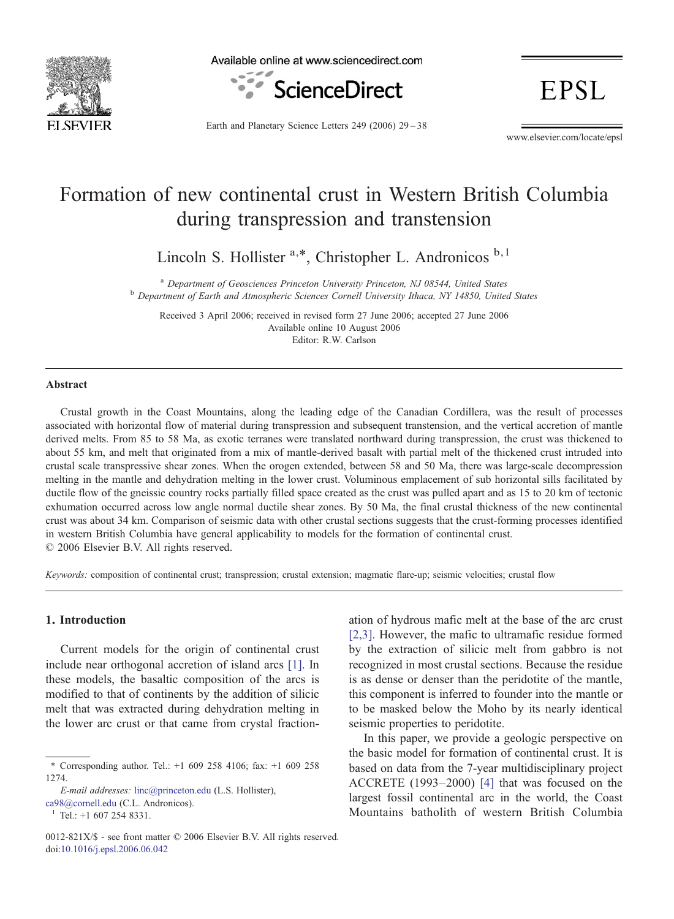# Formation of new continental crust in Western British Columbia during transpression and transtension

Lincoln S. Hollister [a,*], Christopher L. Andronicos [b,1]

[a] Department of Geosciences Princeton University Princeton, NJ 08544, United States

[b] Department of Earth and Atmospheric Sciences Cornell University Ithaca, NY 14850, United States

Received 3 April 2006; received in revised form 27 June 2006; accepted 27 June 2006
Available online 10 August 2006
Editor: R.W. Carlson

## Abstract

Crustal growth in the Coast Mountains, along the leading edge of the Canadian Cordillera, was the result of processes associated with horizontal flow of material during transpression and subsequent transtension, and the vertical accretion of mantle derived melts. From 85 to 58 Ma, as exotic terranes were translated northward during transpression, the crust was thickened to about 55 km, and melt that originated from a mix of mantle-derived basalt with partial melt of the thickened crust intruded into crustal scale transpressive shear zones. When the orogen extended, between 58 and 50 Ma, there was large-scale decompression melting in the mantle and dehydration melting in the lower crust. Voluminous emplacement of sub horizontal sills facilitated by ductile flow of the gneissic country rocks partially filled space created as the crust was pulled apart and as 15 to 20 km of tectonic exhumation occurred across low angle normal ductile shear zones. By 50 Ma, the final crustal thickness of the new continental crust was about 34 km. Comparison of seismic data with other crustal sections suggests that the crust-forming processes identified in western British Columbia have general applicability to models for the formation of continental crust.
© 2006 Elsevier B.V. All rights reserved.

*Keywords:* composition of continental crust; transpression; crustal extension; magmatic flare-up; seismic velocities; crustal flow

## 1. Introduction

Current models for the origin of continental crust include near orthogonal accretion of island arcs [1]. In these models, the basaltic composition of the arcs is modified to that of continents by the addition of silicic melt that was extracted during dehydration melting in the lower arc crust or that came from crystal fractionation of hydrous mafic melt at the base of the arc crust [2,3]. However, the mafic to ultramafic residue formed by the extraction of silicic melt from gabbro is not recognized in most crustal sections. Because the residue is as dense or denser than the peridotite of the mantle, this component is inferred to founder into the mantle or to be masked below the Moho by its nearly identical seismic properties to peridotite.

In this paper, we provide a geologic perspective on the basic model for formation of continental crust. It is based on data from the 7-year multidisciplinary project ACCRETE (1993–2000) [4] that was focused on the largest fossil continental arc in the world, the Coast Mountains batholith of western British Columbia

* Corresponding author. Tel.: +1 609 258 4106; fax: +1 609 258 1274.
*E-mail addresses:* linc@princeton.edu (L.S. Hollister), ca98@cornell.edu (C.L. Andronicos).
[1] Tel.: +1 607 254 8331.

0012-821X/$ - see front matter © 2006 Elsevier B.V. All rights reserved.
doi:10.1016/j.epsl.2006.06.042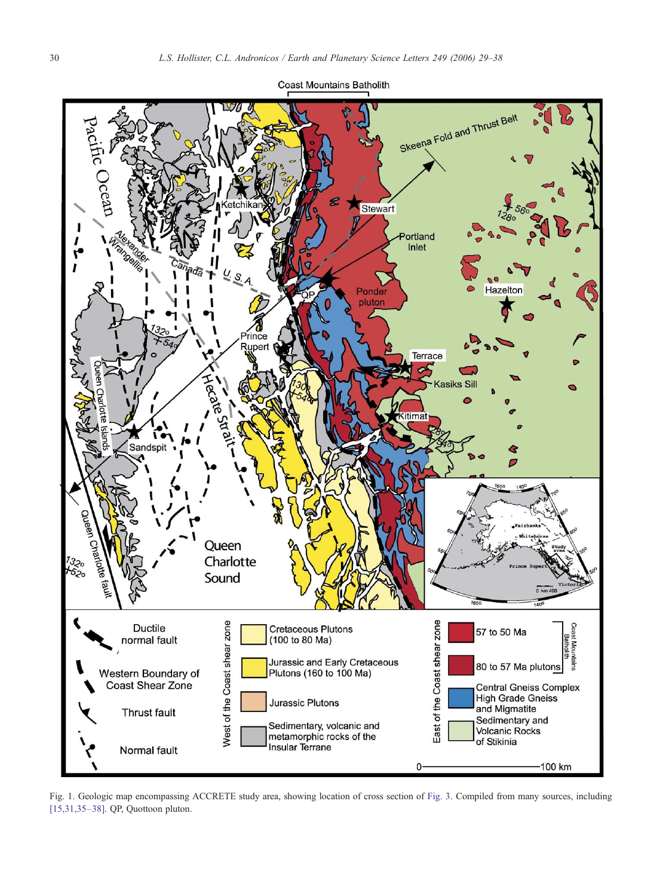Fig. 1. Geologic map encompassing ACCRETE study area, showing location of cross section of Fig. 3. Compiled from many sources, including [15,31,35–38]. QP, Quottoon pluton.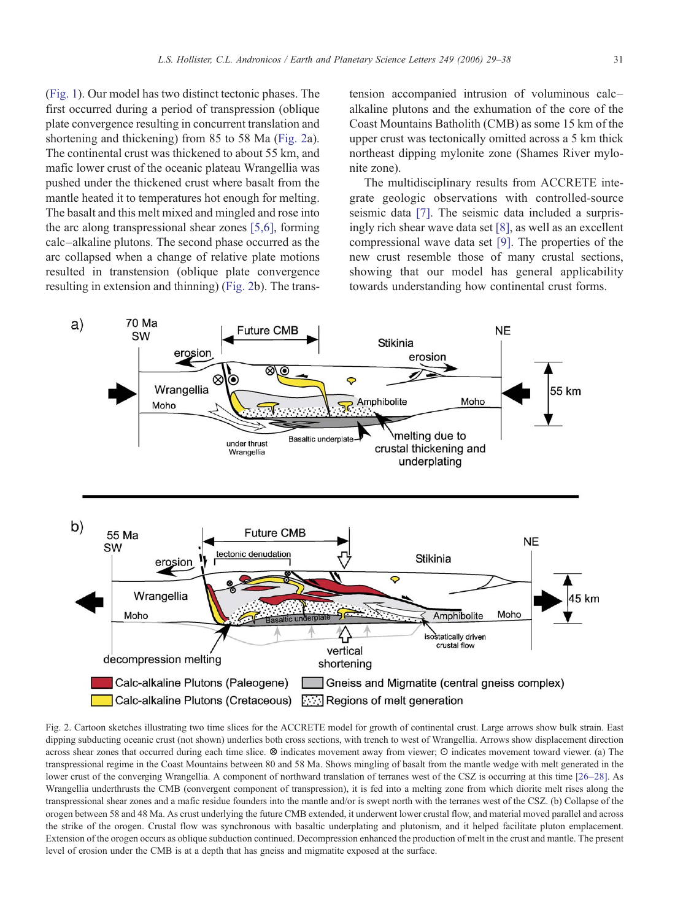(Fig. 1). Our model has two distinct tectonic phases. The first occurred during a period of transpression (oblique plate convergence resulting in concurrent translation and shortening and thickening) from 85 to 58 Ma (Fig. 2a). The continental crust was thickened to about 55 km, and mafic lower crust of the oceanic plateau Wrangellia was pushed under the thickened crust where basalt from the mantle heated it to temperatures hot enough for melting. The basalt and this melt mixed and mingled and rose into the arc along transpressional shear zones [5,6], forming calc–alkaline plutons. The second phase occurred as the arc collapsed when a change of relative plate motions resulted in transtension (oblique plate convergence resulting in extension and thinning) (Fig. 2b). The transtension accompanied intrusion of voluminous calc–alkaline plutons and the exhumation of the core of the Coast Mountains Batholith (CMB) as some 15 km of the upper crust was tectonically omitted across a 5 km thick northeast dipping mylonite zone (Shames River mylonite zone).

The multidisciplinary results from ACCRETE integrate geologic observations with controlled-source seismic data [7]. The seismic data included a surprisingly rich shear wave data set [8], as well as an excellent compressional wave data set [9]. The properties of the new crust resemble those of many crustal sections, showing that our model has general applicability towards understanding how continental crust forms.

Fig. 2. Cartoon sketches illustrating two time slices for the ACCRETE model for growth of continental crust. Large arrows show bulk strain. East dipping subducting oceanic crust (not shown) underlies both cross sections, with trench to west of Wrangellia. Arrows show displacement direction across shear zones that occurred during each time slice. ⊗ indicates movement away from viewer; ⊙ indicates movement toward viewer. (a) The transpressional regime in the Coast Mountains between 80 and 58 Ma. Shows mingling of basalt from the mantle wedge with melt generated in the lower crust of the converging Wrangellia. A component of northward translation of terranes west of the CSZ is occurring at this time [26–28]. As Wrangellia underthrusts the CMB (convergent component of transpression), it is fed into a melting zone from which diorite melt rises along the transpressional shear zones and a mafic residue founders into the mantle and/or is swept north with the terranes west of the CSZ. (b) Collapse of the orogen between 58 and 48 Ma. As crust underlying the future CMB extended, it underwent lower crustal flow, and material moved parallel and across the strike of the orogen. Crustal flow was synchronous with basaltic underplating and plutonism, and it helped facilitate pluton emplacement. Extension of the orogen occurs as oblique subduction continued. Decompression enhanced the production of melt in the crust and mantle. The present level of erosion under the CMB is at a depth that has gneiss and migmatite exposed at the surface.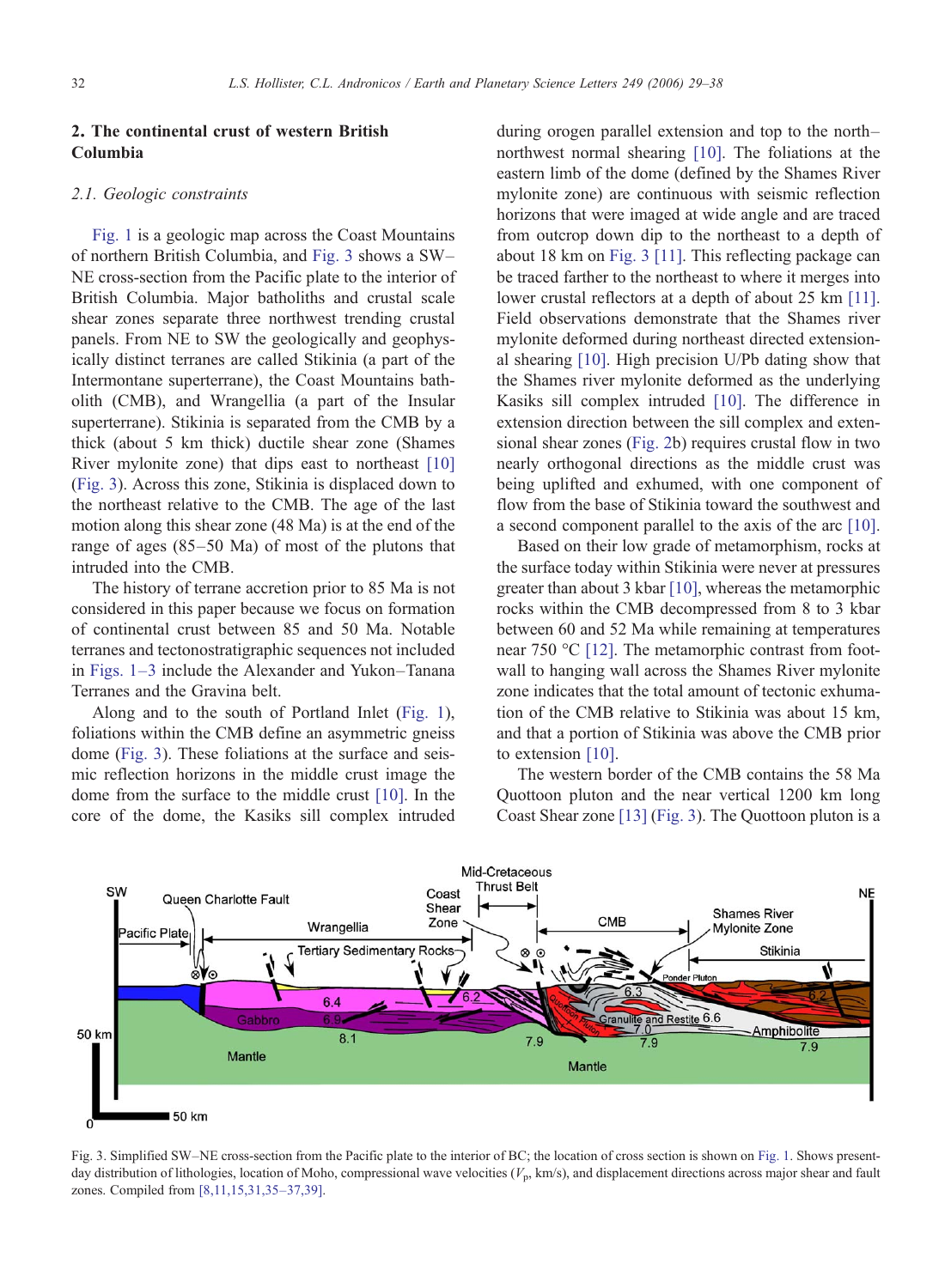## 2. The continental crust of western British Columbia

### 2.1. Geologic constraints

Fig. 1 is a geologic map across the Coast Mountains of northern British Columbia, and Fig. 3 shows a SW–NE cross-section from the Pacific plate to the interior of British Columbia. Major batholiths and crustal scale shear zones separate three northwest trending crustal panels. From NE to SW the geologically and geophysically distinct terranes are called Stikinia (a part of the Intermontane superterrane), the Coast Mountains batholith (CMB), and Wrangellia (a part of the Insular superterrane). Stikinia is separated from the CMB by a thick (about 5 km thick) ductile shear zone (Shames River mylonite zone) that dips east to northeast [10] (Fig. 3). Across this zone, Stikinia is displaced down to the northeast relative to the CMB. The age of the last motion along this shear zone (48 Ma) is at the end of the range of ages (85–50 Ma) of most of the plutons that intruded into the CMB.

The history of terrane accretion prior to 85 Ma is not considered in this paper because we focus on formation of continental crust between 85 and 50 Ma. Notable terranes and tectonostratigraphic sequences not included in Figs. 1–3 include the Alexander and Yukon–Tanana Terranes and the Gravina belt.

Along and to the south of Portland Inlet (Fig. 1), foliations within the CMB define an asymmetric gneiss dome (Fig. 3). These foliations at the surface and seismic reflection horizons in the middle crust image the dome from the surface to the middle crust [10]. In the core of the dome, the Kasiks sill complex intruded during orogen parallel extension and top to the north–northwest normal shearing [10]. The foliations at the eastern limb of the dome (defined by the Shames River mylonite zone) are continuous with seismic reflection horizons that were imaged at wide angle and are traced from outcrop down dip to the northeast to a depth of about 18 km on Fig. 3 [11]. This reflecting package can be traced farther to the northeast to where it merges into lower crustal reflectors at a depth of about 25 km [11]. Field observations demonstrate that the Shames river mylonite deformed during northeast directed extensional shearing [10]. High precision U/Pb dating show that the Shames river mylonite deformed as the underlying Kasiks sill complex intruded [10]. The difference in extension direction between the sill complex and extensional shear zones (Fig. 2b) requires crustal flow in two nearly orthogonal directions as the middle crust was being uplifted and exhumed, with one component of flow from the base of Stikinia toward the southwest and a second component parallel to the axis of the arc [10].

Based on their low grade of metamorphism, rocks at the surface today within Stikinia were never at pressures greater than about 3 kbar [10], whereas the metamorphic rocks within the CMB decompressed from 8 to 3 kbar between 60 and 52 Ma while remaining at temperatures near 750 °C [12]. The metamorphic contrast from footwall to hanging wall across the Shames River mylonite zone indicates that the total amount of tectonic exhumation of the CMB relative to Stikinia was about 15 km, and that a portion of Stikinia was above the CMB prior to extension [10].

The western border of the CMB contains the 58 Ma Quottoon pluton and the near vertical 1200 km long Coast Shear zone [13] (Fig. 3). The Quottoon pluton is a

Fig. 3. Simplified SW–NE cross-section from the Pacific plate to the interior of BC; the location of cross section is shown on Fig. 1. Shows present-day distribution of lithologies, location of Moho, compressional wave velocities ($V_p$, km/s), and displacement directions across major shear and fault zones. Compiled from [8,11,15,31,35–37,39].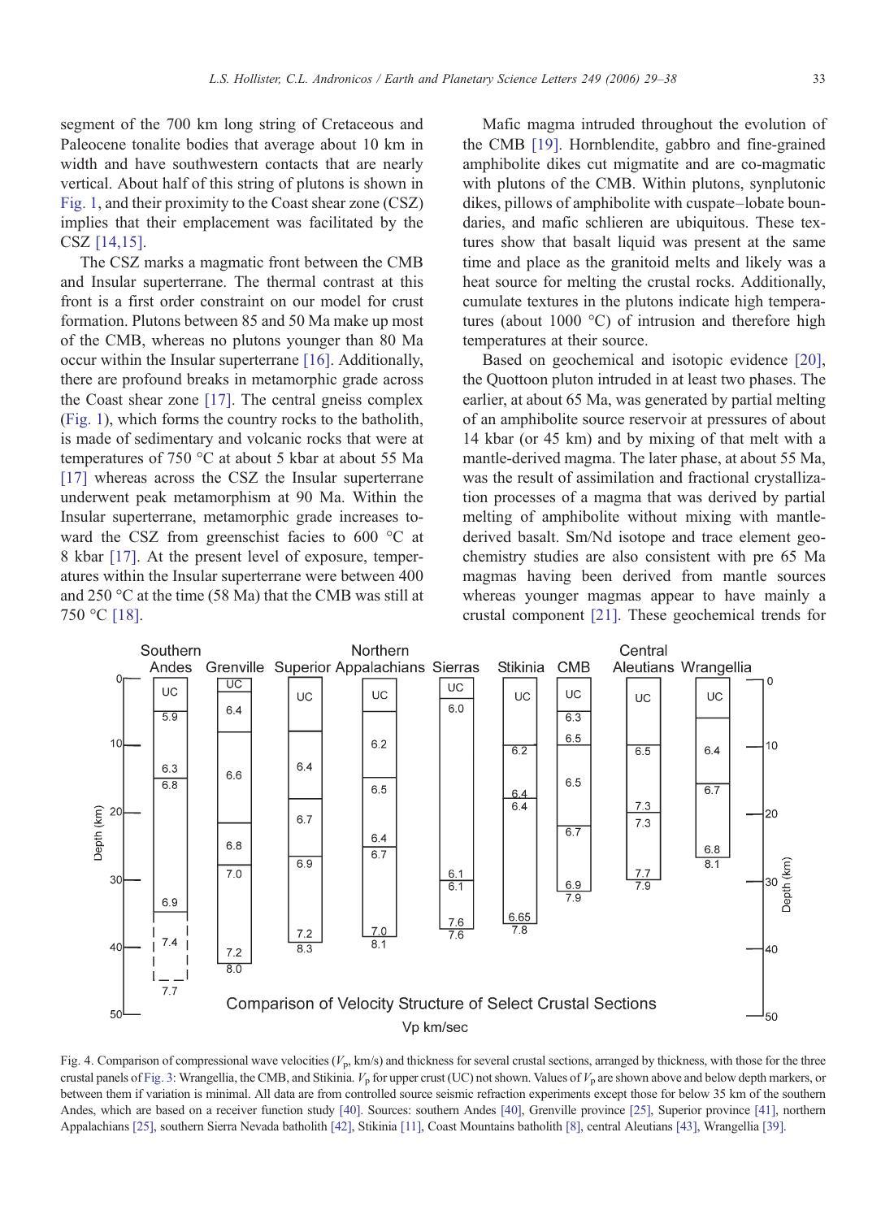segment of the 700 km long string of Cretaceous and Paleocene tonalite bodies that average about 10 km in width and have southwestern contacts that are nearly vertical. About half of this string of plutons is shown in Fig. 1, and their proximity to the Coast shear zone (CSZ) implies that their emplacement was facilitated by the CSZ [14,15].

The CSZ marks a magmatic front between the CMB and Insular superterrane. The thermal contrast at this front is a first order constraint on our model for crust formation. Plutons between 85 and 50 Ma make up most of the CMB, whereas no plutons younger than 80 Ma occur within the Insular superterrane [16]. Additionally, there are profound breaks in metamorphic grade across the Coast shear zone [17]. The central gneiss complex (Fig. 1), which forms the country rocks to the batholith, is made of sedimentary and volcanic rocks that were at temperatures of 750 °C at about 5 kbar at about 55 Ma [17] whereas across the CSZ the Insular superterrane underwent peak metamorphism at 90 Ma. Within the Insular superterrane, metamorphic grade increases toward the CSZ from greenschist facies to 600 °C at 8 kbar [17]. At the present level of exposure, temperatures within the Insular superterrane were between 400 and 250 °C at the time (58 Ma) that the CMB was still at 750 °C [18].

Mafic magma intruded throughout the evolution of the CMB [19]. Hornblendite, gabbro and fine-grained amphibolite dikes cut migmatite and are co-magmatic with plutons of the CMB. Within plutons, synplutonic dikes, pillows of amphibolite with cuspate–lobate boundaries, and mafic schlieren are ubiquitous. These textures show that basalt liquid was present at the same time and place as the granitoid melts and likely was a heat source for melting the crustal rocks. Additionally, cumulate textures in the plutons indicate high temperatures (about 1000 °C) of intrusion and therefore high temperatures at their source.

Based on geochemical and isotopic evidence [20], the Quottoon pluton intruded in at least two phases. The earlier, at about 65 Ma, was generated by partial melting of an amphibolite source reservoir at pressures of about 14 kbar (or 45 km) and by mixing of that melt with a mantle-derived magma. The later phase, at about 55 Ma, was the result of assimilation and fractional crystallization processes of a magma that was derived by partial melting of amphibolite without mixing with mantle-derived basalt. Sm/Nd isotope and trace element geochemistry studies are also consistent with pre 65 Ma magmas having been derived from mantle sources whereas younger magmas appear to have mainly a crustal component [21]. These geochemical trends for

Fig. 4. Comparison of compressional wave velocities ($V_p$, km/s) and thickness for several crustal sections, arranged by thickness, with those for the three crustal panels of Fig. 3: Wrangellia, the CMB, and Stikinia. $V_p$ for upper crust (UC) not shown. Values of $V_p$ are shown above and below depth markers, or between them if variation is minimal. All data are from controlled source seismic refraction experiments except those for below 35 km of the southern Andes, which are based on a receiver function study [40]. Sources: southern Andes [40], Grenville province [25], Superior province [41], northern Appalachians [25], southern Sierra Nevada batholith [42], Stikinia [11], Coast Mountains batholith [8], central Aleutians [43], Wrangellia [39].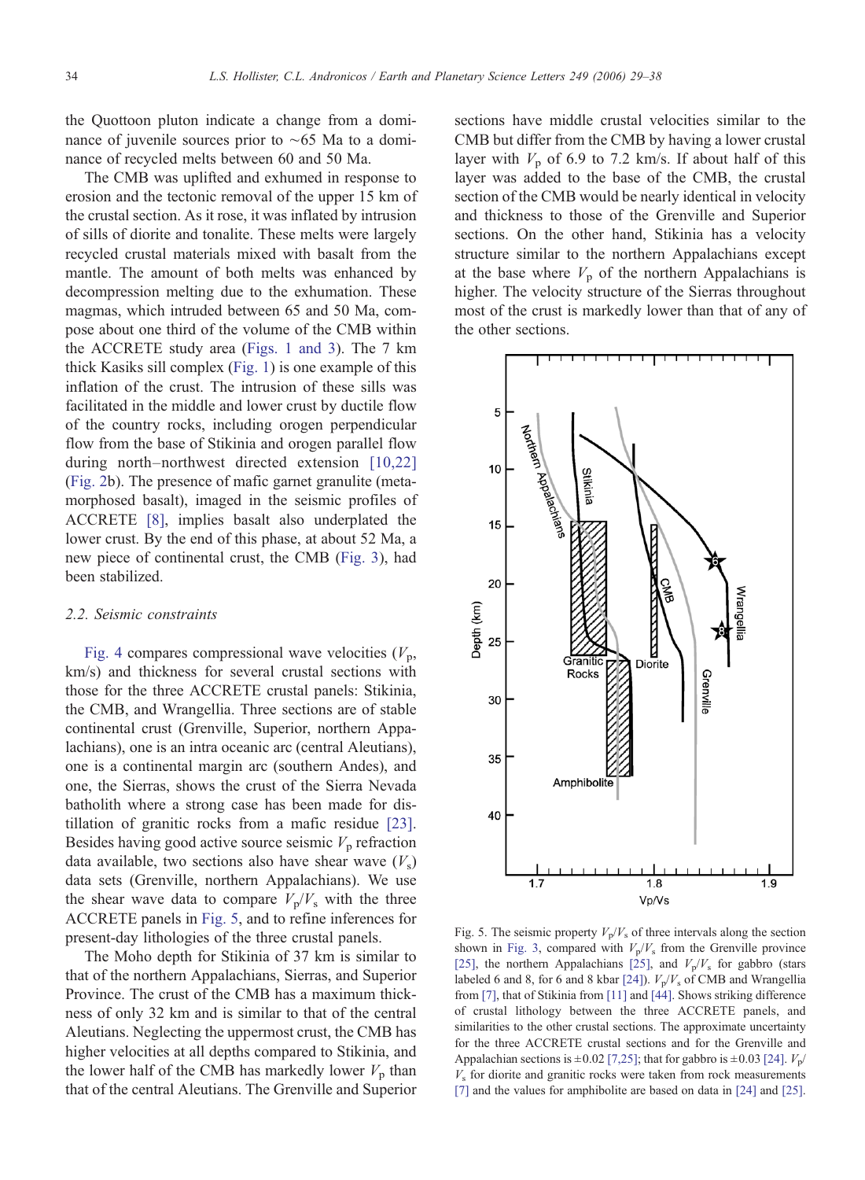the Quottoon pluton indicate a change from a dominance of juvenile sources prior to ~65 Ma to a dominance of recycled melts between 60 and 50 Ma.

The CMB was uplifted and exhumed in response to erosion and the tectonic removal of the upper 15 km of the crustal section. As it rose, it was inflated by intrusion of sills of diorite and tonalite. These melts were largely recycled crustal materials mixed with basalt from the mantle. The amount of both melts was enhanced by decompression melting due to the exhumation. These magmas, which intruded between 65 and 50 Ma, compose about one third of the volume of the CMB within the ACCRETE study area (Figs. 1 and 3). The 7 km thick Kasiks sill complex (Fig. 1) is one example of this inflation of the crust. The intrusion of these sills was facilitated in the middle and lower crust by ductile flow of the country rocks, including orogen perpendicular flow from the base of Stikinia and orogen parallel flow during north–northwest directed extension [10,22] (Fig. 2b). The presence of mafic garnet granulite (metamorphosed basalt), imaged in the seismic profiles of ACCRETE [8], implies basalt also underplated the lower crust. By the end of this phase, at about 52 Ma, a new piece of continental crust, the CMB (Fig. 3), had been stabilized.

### 2.2. Seismic constraints

Fig. 4 compares compressional wave velocities ($V_p$, km/s) and thickness for several crustal sections with those for the three ACCRETE crustal panels: Stikinia, the CMB, and Wrangellia. Three sections are of stable continental crust (Grenville, Superior, northern Appalachians), one is an intra oceanic arc (central Aleutians), one is a continental margin arc (southern Andes), and one, the Sierras, shows the crust of the Sierra Nevada batholith where a strong case has been made for distillation of granitic rocks from a mafic residue [23]. Besides having good active source seismic $V_p$ refraction data available, two sections also have shear wave ($V_s$) data sets (Grenville, northern Appalachians). We use the shear wave data to compare $V_p/V_s$ with the three ACCRETE panels in Fig. 5, and to refine inferences for present-day lithologies of the three crustal panels.

The Moho depth for Stikinia of 37 km is similar to that of the northern Appalachians, Sierras, and Superior Province. The crust of the CMB has a maximum thickness of only 32 km and is similar to that of the central Aleutians. Neglecting the uppermost crust, the CMB has higher velocities at all depths compared to Stikinia, and the lower half of the CMB has markedly lower $V_p$ than that of the central Aleutians. The Grenville and Superior sections have middle crustal velocities similar to the CMB but differ from the CMB by having a lower crustal layer with $V_p$ of 6.9 to 7.2 km/s. If about half of this layer was added to the base of the CMB, the crustal section of the CMB would be nearly identical in velocity and thickness to those of the Grenville and Superior sections. On the other hand, Stikinia has a velocity structure similar to the northern Appalachians except at the base where $V_p$ of the northern Appalachians is higher. The velocity structure of the Sierras throughout most of the crust is markedly lower than that of any of the other sections.

Fig. 5. The seismic property $V_p/V_s$ of three intervals along the section shown in Fig. 3, compared with $V_p/V_s$ from the Grenville province [25], the northern Appalachians [25], and $V_p/V_s$ for gabbro (stars labeled 6 and 8, for 6 and 8 kbar [24]). $V_p/V_s$ of CMB and Wrangellia from [7], that of Stikinia from [11] and [44]. Shows striking difference of crustal lithology between the three ACCRETE panels, and similarities to the other crustal sections. The approximate uncertainty for the three ACCRETE crustal sections and for the Grenville and Appalachian sections is ±0.02 [7,25]; that for gabbro is ±0.03 [24]. $V_p/V_s$ for diorite and granitic rocks were taken from rock measurements [7] and the values for amphibolite are based on data in [24] and [25].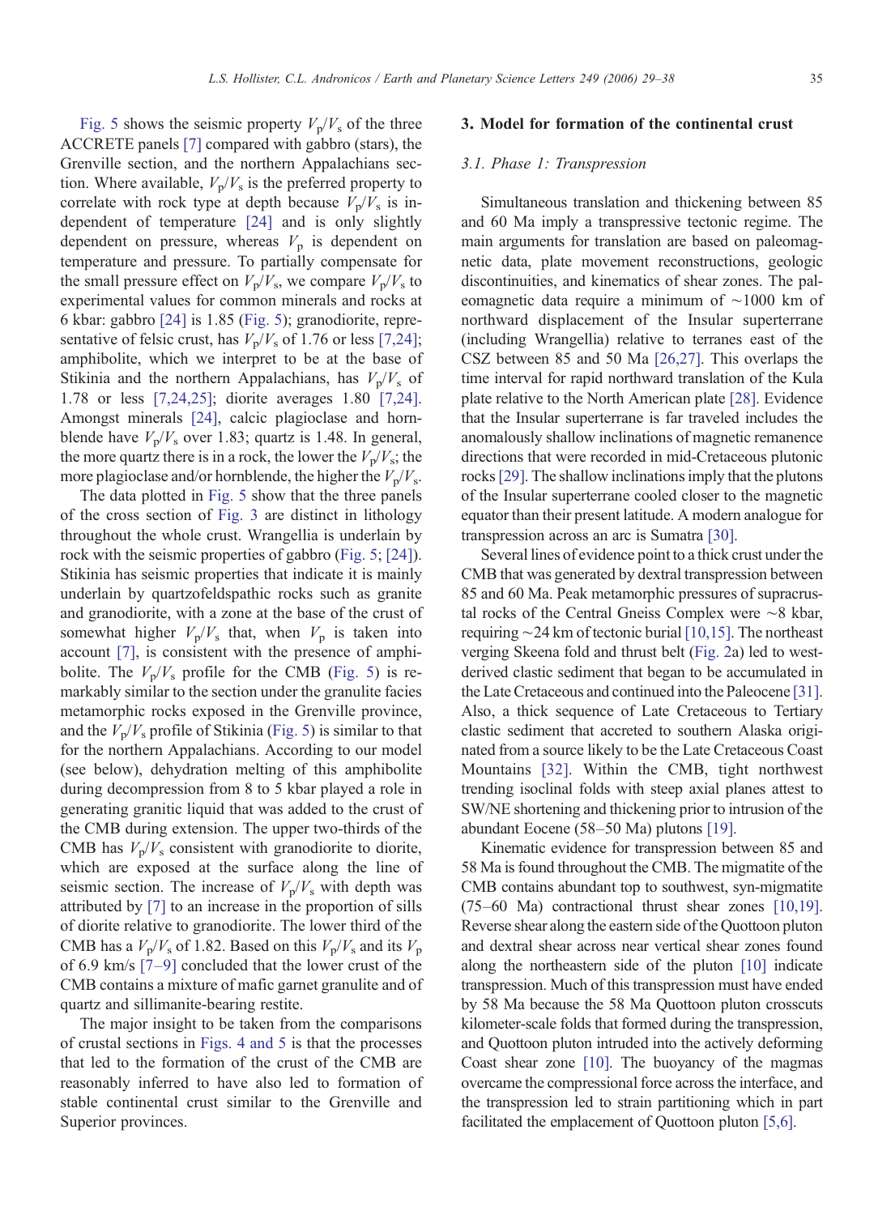Fig. 5 shows the seismic property $V_p/V_s$ of the three ACCRETE panels [7] compared with gabbro (stars), the Grenville section, and the northern Appalachians section. Where available, $V_p/V_s$ is the preferred property to correlate with rock type at depth because $V_p/V_s$ is independent of temperature [24] and is only slightly dependent on pressure, whereas $V_p$ is dependent on temperature and pressure. To partially compensate for the small pressure effect on $V_p/V_s$, we compare $V_p/V_s$ to experimental values for common minerals and rocks at 6 kbar: gabbro [24] is 1.85 (Fig. 5); granodiorite, representative of felsic crust, has $V_p/V_s$ of 1.76 or less [7,24]; amphibolite, which we interpret to be at the base of Stikinia and the northern Appalachians, has $V_p/V_s$ of 1.78 or less [7,24,25]; diorite averages 1.80 [7,24]. Amongst minerals [24], calcic plagioclase and hornblende have $V_p/V_s$ over 1.83; quartz is 1.48. In general, the more quartz there is in a rock, the lower the $V_p/V_s$; the more plagioclase and/or hornblende, the higher the $V_p/V_s$.

The data plotted in Fig. 5 show that the three panels of the cross section of Fig. 3 are distinct in lithology throughout the whole crust. Wrangellia is underlain by rock with the seismic properties of gabbro (Fig. 5; [24]). Stikinia has seismic properties that indicate it is mainly underlain by quartzofeldspathic rocks such as granite and granodiorite, with a zone at the base of the crust of somewhat higher $V_p/V_s$ that, when $V_p$ is taken into account [7], is consistent with the presence of amphibolite. The $V_p/V_s$ profile for the CMB (Fig. 5) is remarkably similar to the section under the granulite facies metamorphic rocks exposed in the Grenville province, and the $V_p/V_s$ profile of Stikinia (Fig. 5) is similar to that for the northern Appalachians. According to our model (see below), dehydration melting of this amphibolite during decompression from 8 to 5 kbar played a role in generating granitic liquid that was added to the crust of the CMB during extension. The upper two-thirds of the CMB has $V_p/V_s$ consistent with granodiorite to diorite, which are exposed at the surface along the line of seismic section. The increase of $V_p/V_s$ with depth was attributed by [7] to an increase in the proportion of sills of diorite relative to granodiorite. The lower third of the CMB has a $V_p/V_s$ of 1.82. Based on this $V_p/V_s$ and its $V_p$ of 6.9 km/s [7–9] concluded that the lower crust of the CMB contains a mixture of mafic garnet granulite and of quartz and sillimanite-bearing restite.

The major insight to be taken from the comparisons of crustal sections in Figs. 4 and 5 is that the processes that led to the formation of the crust of the CMB are reasonably inferred to have also led to formation of stable continental crust similar to the Grenville and Superior provinces.

## 3. Model for formation of the continental crust

### 3.1. Phase 1: Transpression

Simultaneous translation and thickening between 85 and 60 Ma imply a transpressive tectonic regime. The main arguments for translation are based on paleomagnetic data, plate movement reconstructions, geologic discontinuities, and kinematics of shear zones. The paleomagnetic data require a minimum of ~1000 km of northward displacement of the Insular superterrane (including Wrangellia) relative to terranes east of the CSZ between 85 and 50 Ma [26,27]. This overlaps the time interval for rapid northward translation of the Kula plate relative to the North American plate [28]. Evidence that the Insular superterrane is far traveled includes the anomalously shallow inclinations of magnetic remanence directions that were recorded in mid-Cretaceous plutonic rocks [29]. The shallow inclinations imply that the plutons of the Insular superterrane cooled closer to the magnetic equator than their present latitude. A modern analogue for transpression across an arc is Sumatra [30].

Several lines of evidence point to a thick crust under the CMB that was generated by dextral transpression between 85 and 60 Ma. Peak metamorphic pressures of supracrustal rocks of the Central Gneiss Complex were ~8 kbar, requiring ~24 km of tectonic burial [10,15]. The northeast verging Skeena fold and thrust belt (Fig. 2a) led to west-derived clastic sediment that began to be accumulated in the Late Cretaceous and continued into the Paleocene [31]. Also, a thick sequence of Late Cretaceous to Tertiary clastic sediment that accreted to southern Alaska originated from a source likely to be the Late Cretaceous Coast Mountains [32]. Within the CMB, tight northwest trending isoclinal folds with steep axial planes attest to SW/NE shortening and thickening prior to intrusion of the abundant Eocene (58–50 Ma) plutons [19].

Kinematic evidence for transpression between 85 and 58 Ma is found throughout the CMB. The migmatite of the CMB contains abundant top to southwest, syn-migmatite (75–60 Ma) contractional thrust shear zones [10,19]. Reverse shear along the eastern side of the Quottoon pluton and dextral shear across near vertical shear zones found along the northeastern side of the pluton [10] indicate transpression. Much of this transpression must have ended by 58 Ma because the 58 Ma Quottoon pluton crosscuts kilometer-scale folds that formed during the transpression, and Quottoon pluton intruded into the actively deforming Coast shear zone [10]. The buoyancy of the magmas overcame the compressional force across the interface, and the transpression led to strain partitioning which in part facilitated the emplacement of Quottoon pluton [5,6].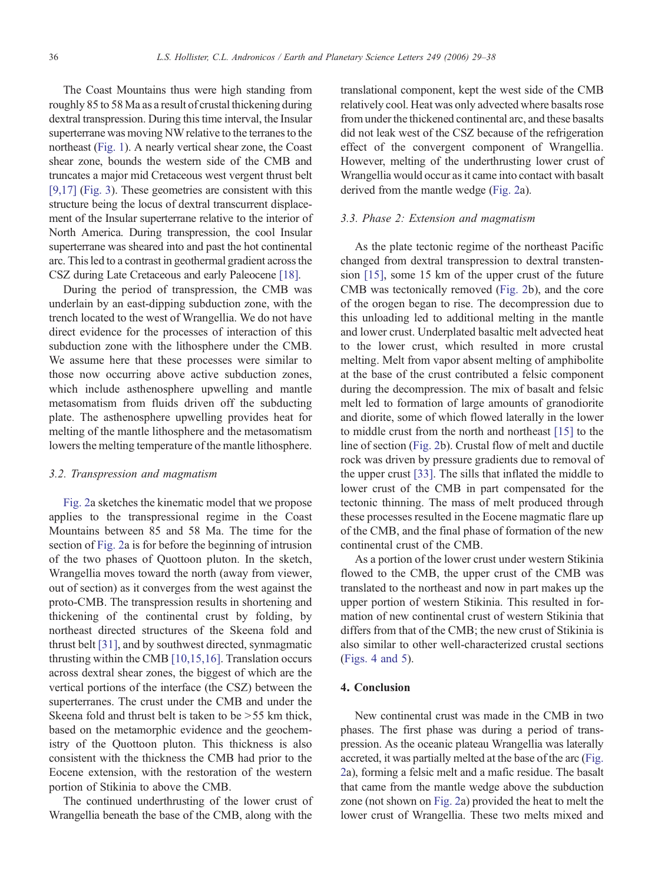The Coast Mountains thus were high standing from roughly 85 to 58 Ma as a result of crustal thickening during dextral transpression. During this time interval, the Insular superterrane was moving NW relative to the terranes to the northeast (Fig. 1). A nearly vertical shear zone, the Coast shear zone, bounds the western side of the CMB and truncates a major mid Cretaceous west vergent thrust belt [9,17] (Fig. 3). These geometries are consistent with this structure being the locus of dextral transcurrent displacement of the Insular superterrane relative to the interior of North America. During transpression, the cool Insular superterrane was sheared into and past the hot continental arc. This led to a contrast in geothermal gradient across the CSZ during Late Cretaceous and early Paleocene [18].

During the period of transpression, the CMB was underlain by an east-dipping subduction zone, with the trench located to the west of Wrangellia. We do not have direct evidence for the processes of interaction of this subduction zone with the lithosphere under the CMB. We assume here that these processes were similar to those now occurring above active subduction zones, which include asthenosphere upwelling and mantle metasomatism from fluids driven off the subducting plate. The asthenosphere upwelling provides heat for melting of the mantle lithosphere and the metasomatism lowers the melting temperature of the mantle lithosphere.

### 3.2. Transpression and magmatism

Fig. 2a sketches the kinematic model that we propose applies to the transpressional regime in the Coast Mountains between 85 and 58 Ma. The time for the section of Fig. 2a is for before the beginning of intrusion of the two phases of Quottoon pluton. In the sketch, Wrangellia moves toward the north (away from viewer, out of section) as it converges from the west against the proto-CMB. The transpression results in shortening and thickening of the continental crust by folding, by northeast directed structures of the Skeena fold and thrust belt [31], and by southwest directed, synmagmatic thrusting within the CMB [10,15,16]. Translation occurs across dextral shear zones, the biggest of which are the vertical portions of the interface (the CSZ) between the superterranes. The crust under the CMB and under the Skeena fold and thrust belt is taken to be >55 km thick, based on the metamorphic evidence and the geochemistry of the Quottoon pluton. This thickness is also consistent with the thickness the CMB had prior to the Eocene extension, with the restoration of the western portion of Stikinia to above the CMB.

The continued underthrusting of the lower crust of Wrangellia beneath the base of the CMB, along with the translational component, kept the west side of the CMB relatively cool. Heat was only advected where basalts rose from under the thickened continental arc, and these basalts did not leak west of the CSZ because of the refrigeration effect of the convergent component of Wrangellia. However, melting of the underthrusting lower crust of Wrangellia would occur as it came into contact with basalt derived from the mantle wedge (Fig. 2a).

### 3.3. Phase 2: Extension and magmatism

As the plate tectonic regime of the northeast Pacific changed from dextral transpression to dextral transtension [15], some 15 km of the upper crust of the future CMB was tectonically removed (Fig. 2b), and the core of the orogen began to rise. The decompression due to this unloading led to additional melting in the mantle and lower crust. Underplated basaltic melt advected heat to the lower crust, which resulted in more crustal melting. Melt from vapor absent melting of amphibolite at the base of the crust contributed a felsic component during the decompression. The mix of basalt and felsic melt led to formation of large amounts of granodiorite and diorite, some of which flowed laterally in the lower to middle crust from the north and northeast [15] to the line of section (Fig. 2b). Crustal flow of melt and ductile rock was driven by pressure gradients due to removal of the upper crust [33]. The sills that inflated the middle to lower crust of the CMB in part compensated for the tectonic thinning. The mass of melt produced through these processes resulted in the Eocene magmatic flare up of the CMB, and the final phase of formation of the new continental crust of the CMB.

As a portion of the lower crust under western Stikinia flowed to the CMB, the upper crust of the CMB was translated to the northeast and now in part makes up the upper portion of western Stikinia. This resulted in formation of new continental crust of western Stikinia that differs from that of the CMB; the new crust of Stikinia is also similar to other well-characterized crustal sections (Figs. 4 and 5).

## 4. Conclusion

New continental crust was made in the CMB in two phases. The first phase was during a period of transpression. As the oceanic plateau Wrangellia was laterally accreted, it was partially melted at the base of the arc (Fig. 2a), forming a felsic melt and a mafic residue. The basalt that came from the mantle wedge above the subduction zone (not shown on Fig. 2a) provided the heat to melt the lower crust of Wrangellia. These two melts mixed and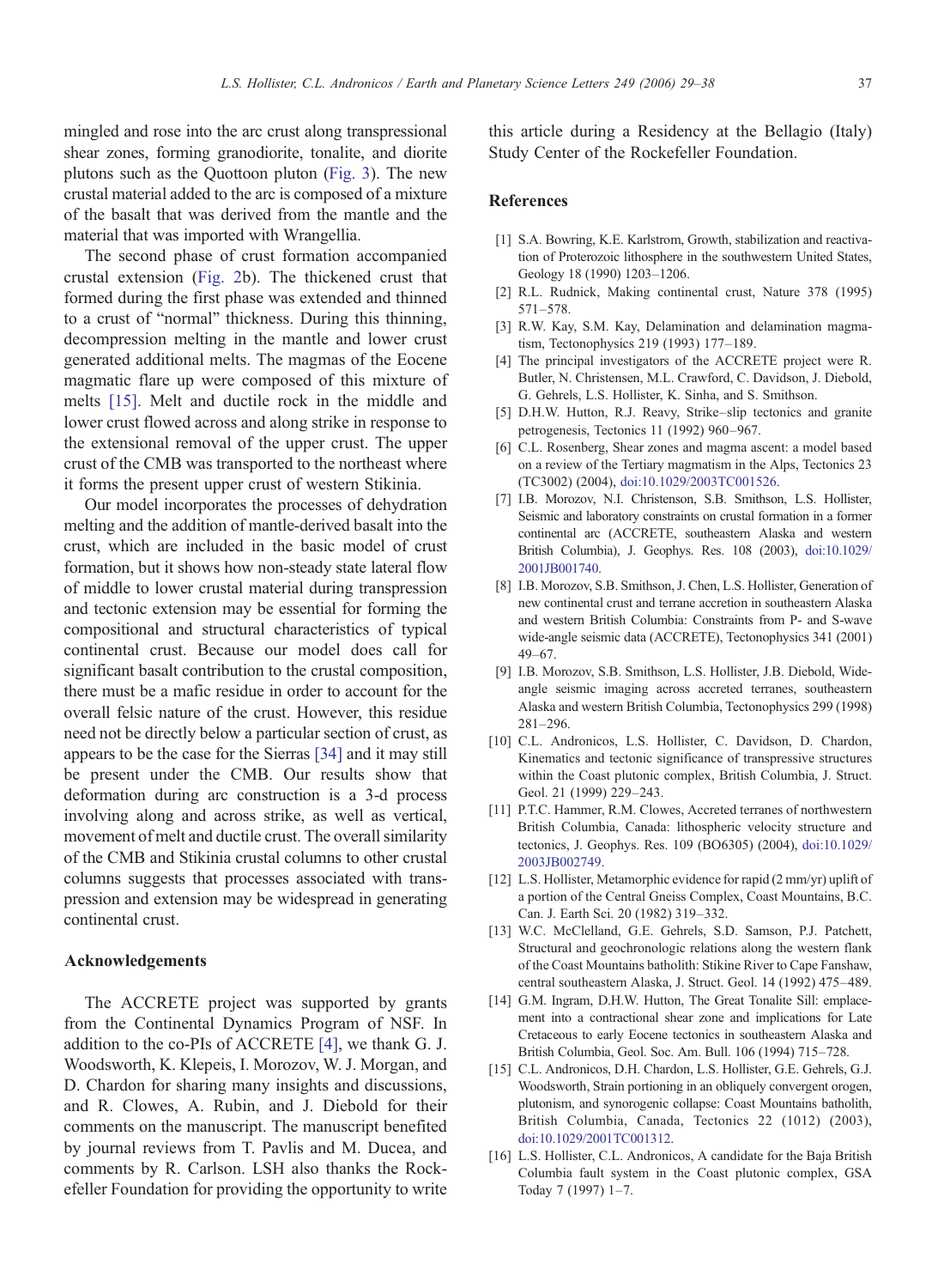mingled and rose into the arc crust along transpressional shear zones, forming granodiorite, tonalite, and diorite plutons such as the Quottoon pluton (Fig. 3). The new crustal material added to the arc is composed of a mixture of the basalt that was derived from the mantle and the material that was imported with Wrangellia.

The second phase of crust formation accompanied crustal extension (Fig. 2b). The thickened crust that formed during the first phase was extended and thinned to a crust of "normal" thickness. During this thinning, decompression melting in the mantle and lower crust generated additional melts. The magmas of the Eocene magmatic flare up were composed of this mixture of melts [15]. Melt and ductile rock in the middle and lower crust flowed across and along strike in response to the extensional removal of the upper crust. The upper crust of the CMB was transported to the northeast where it forms the present upper crust of western Stikinia.

Our model incorporates the processes of dehydration melting and the addition of mantle-derived basalt into the crust, which are included in the basic model of crust formation, but it shows how non-steady state lateral flow of middle to lower crustal material during transpression and tectonic extension may be essential for forming the compositional and structural characteristics of typical continental crust. Because our model does call for significant basalt contribution to the crustal composition, there must be a mafic residue in order to account for the overall felsic nature of the crust. However, this residue need not be directly below a particular section of crust, as appears to be the case for the Sierras [34] and it may still be present under the CMB. Our results show that deformation during arc construction is a 3-d process involving along and across strike, as well as vertical, movement of melt and ductile crust. The overall similarity of the CMB and Stikinia crustal columns to other crustal columns suggests that processes associated with transpression and extension may be widespread in generating continental crust.

## Acknowledgements

The ACCRETE project was supported by grants from the Continental Dynamics Program of NSF. In addition to the co-PIs of ACCRETE [4], we thank G. J. Woodsworth, K. Klepeis, I. Morozov, W. J. Morgan, and D. Chardon for sharing many insights and discussions, and R. Clowes, A. Rubin, and J. Diebold for their comments on the manuscript. The manuscript benefited by journal reviews from T. Pavlis and M. Ducea, and comments by R. Carlson. LSH also thanks the Rockefeller Foundation for providing the opportunity to write this article during a Residency at the Bellagio (Italy) Study Center of the Rockefeller Foundation.

## References

[1] S.A. Bowring, K.E. Karlstrom, Growth, stabilization and reactivation of Proterozoic lithosphere in the southwestern United States, Geology 18 (1990) 1203–1206.

[2] R.L. Rudnick, Making continental crust, Nature 378 (1995) 571–578.

[3] R.W. Kay, S.M. Kay, Delamination and delamination magmatism, Tectonophysics 219 (1993) 177–189.

[4] The principal investigators of the ACCRETE project were R. Butler, N. Christensen, M.L. Crawford, C. Davidson, J. Diebold, G. Gehrels, L.S. Hollister, K. Sinha, and S. Smithson.

[5] D.H.W. Hutton, R.J. Reavy, Strike–slip tectonics and granite petrogenesis, Tectonics 11 (1992) 960–967.

[6] C.L. Rosenberg, Shear zones and magma ascent: a model based on a review of the Tertiary magmatism in the Alps, Tectonics 23 (TC3002) (2004), doi:10.1029/2003TC001526.

[7] I.B. Morozov, N.I. Christenson, S.B. Smithson, L.S. Hollister, Seismic and laboratory constraints on crustal formation in a former continental arc (ACCRETE, southeastern Alaska and western British Columbia), J. Geophys. Res. 108 (2003), doi:10.1029/2001JB001740.

[8] I.B. Morozov, S.B. Smithson, J. Chen, L.S. Hollister, Generation of new continental crust and terrane accretion in southeastern Alaska and western British Columbia: Constraints from P- and S-wave wide-angle seismic data (ACCRETE), Tectonophysics 341 (2001) 49–67.

[9] I.B. Morozov, S.B. Smithson, L.S. Hollister, J.B. Diebold, Wide-angle seismic imaging across accreted terranes, southeastern Alaska and western British Columbia, Tectonophysics 299 (1998) 281–296.

[10] C.L. Andronicos, L.S. Hollister, C. Davidson, D. Chardon, Kinematics and tectonic significance of transpressive structures within the Coast plutonic complex, British Columbia, J. Struct. Geol. 21 (1999) 229–243.

[11] P.T.C. Hammer, R.M. Clowes, Accreted terranes of northwestern British Columbia, Canada: lithospheric velocity structure and tectonics, J. Geophys. Res. 109 (BO6305) (2004), doi:10.1029/2003JB002749.

[12] L.S. Hollister, Metamorphic evidence for rapid (2 mm/yr) uplift of a portion of the Central Gneiss Complex, Coast Mountains, B.C. Can. J. Earth Sci. 20 (1982) 319–332.

[13] W.C. McClelland, G.E. Gehrels, S.D. Samson, P.J. Patchett, Structural and geochronologic relations along the western flank of the Coast Mountains batholith: Stikine River to Cape Fanshaw, central southeastern Alaska, J. Struct. Geol. 14 (1992) 475–489.

[14] G.M. Ingram, D.H.W. Hutton, The Great Tonalite Sill: emplacement into a contractional shear zone and implications for Late Cretaceous to early Eocene tectonics in southeastern Alaska and British Columbia, Geol. Soc. Am. Bull. 106 (1994) 715–728.

[15] C.L. Andronicos, D.H. Chardon, L.S. Hollister, G.E. Gehrels, G.J. Woodsworth, Strain portioning in an obliquely convergent orogen, plutonism, and synorogenic collapse: Coast Mountains batholith, British Columbia, Canada, Tectonics 22 (1012) (2003), doi:10.1029/2001TC001312.

[16] L.S. Hollister, C.L. Andronicos, A candidate for the Baja British Columbia fault system in the Coast plutonic complex, GSA Today 7 (1997) 1–7.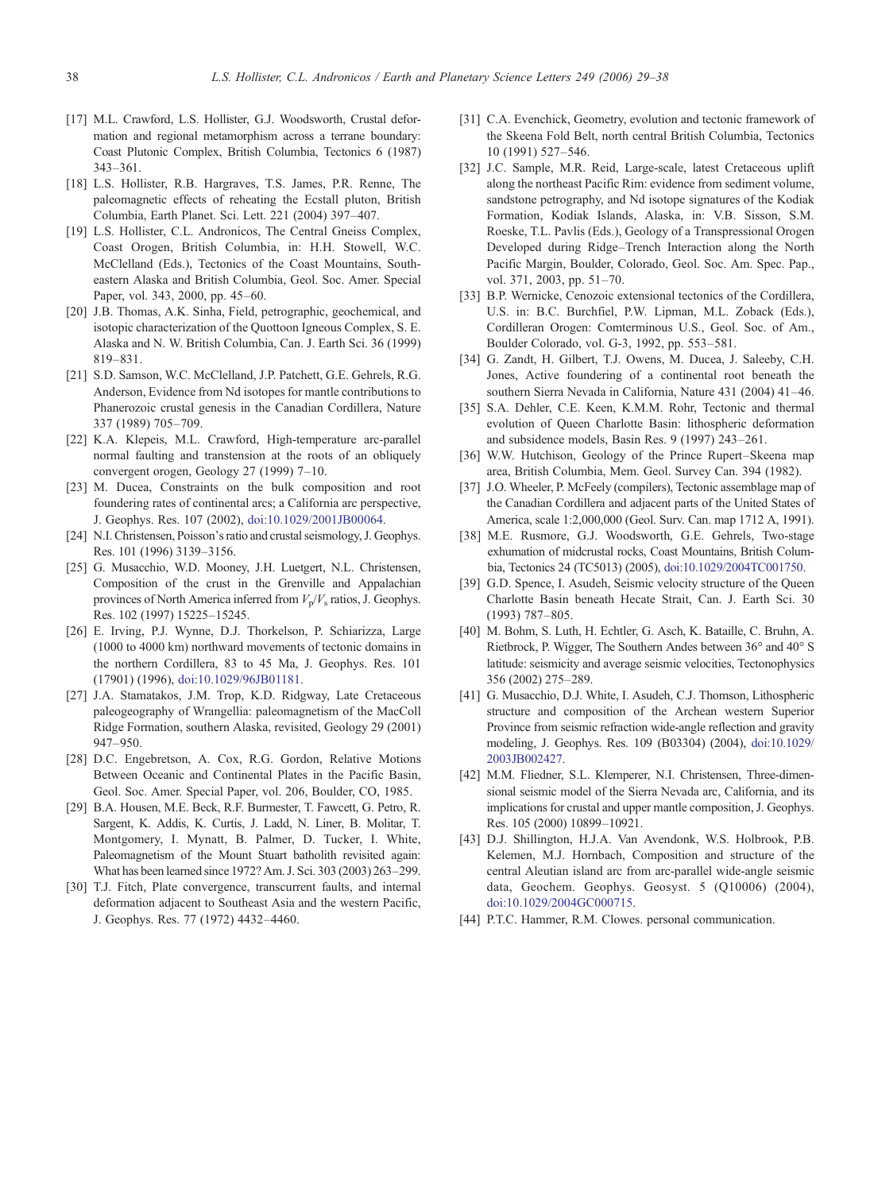[17] M.L. Crawford, L.S. Hollister, G.J. Woodsworth, Crustal deformation and regional metamorphism across a terrane boundary: Coast Plutonic Complex, British Columbia, Tectonics 6 (1987) 343–361.

[18] L.S. Hollister, R.B. Hargraves, T.S. James, P.R. Renne, The paleomagnetic effects of reheating the Ecstall pluton, British Columbia, Earth Planet. Sci. Lett. 221 (2004) 397–407.

[19] L.S. Hollister, C.L. Andronicos, The Central Gneiss Complex, Coast Orogen, British Columbia, in: H.H. Stowell, W.C. McClelland (Eds.), Tectonics of the Coast Mountains, Southeastern Alaska and British Columbia, Geol. Soc. Amer. Special Paper, vol. 343, 2000, pp. 45–60.

[20] J.B. Thomas, A.K. Sinha, Field, petrographic, geochemical, and isotopic characterization of the Quottoon Igneous Complex, S. E. Alaska and N. W. British Columbia, Can. J. Earth Sci. 36 (1999) 819–831.

[21] S.D. Samson, W.C. McClelland, J.P. Patchett, G.E. Gehrels, R.G. Anderson, Evidence from Nd isotopes for mantle contributions to Phanerozoic crustal genesis in the Canadian Cordillera, Nature 337 (1989) 705–709.

[22] K.A. Klepeis, M.L. Crawford, High-temperature arc-parallel normal faulting and transtension at the roots of an obliquely convergent orogen, Geology 27 (1999) 7–10.

[23] M. Ducea, Constraints on the bulk composition and root foundering rates of continental arcs; a California arc perspective, J. Geophys. Res. 107 (2002), doi:10.1029/2001JB00064.

[24] N.I. Christensen, Poisson's ratio and crustal seismology, J. Geophys. Res. 101 (1996) 3139–3156.

[25] G. Musacchio, W.D. Mooney, J.H. Luetgert, N.L. Christensen, Composition of the crust in the Grenville and Appalachian provinces of North America inferred from $V_p/V_s$ ratios, J. Geophys. Res. 102 (1997) 15225–15245.

[26] E. Irving, P.J. Wynne, D.J. Thorkelson, P. Schiarizza, Large (1000 to 4000 km) northward movements of tectonic domains in the northern Cordillera, 83 to 45 Ma, J. Geophys. Res. 101 (17901) (1996), doi:10.1029/96JB01181.

[27] J.A. Stamatakos, J.M. Trop, K.D. Ridgway, Late Cretaceous paleogeography of Wrangellia: paleomagnetism of the MacColl Ridge Formation, southern Alaska, revisited, Geology 29 (2001) 947–950.

[28] D.C. Engebretson, A. Cox, R.G. Gordon, Relative Motions Between Oceanic and Continental Plates in the Pacific Basin, Geol. Soc. Amer. Special Paper, vol. 206, Boulder, CO, 1985.

[29] B.A. Housen, M.E. Beck, R.F. Burmester, T. Fawcett, G. Petro, R. Sargent, K. Addis, K. Curtis, J. Ladd, N. Liner, B. Molitar, T. Montgomery, I. Mynatt, B. Palmer, D. Tucker, I. White, Paleomagnetism of the Mount Stuart batholith revisited again: What has been learned since 1972? Am. J. Sci. 303 (2003) 263–299.

[30] T.J. Fitch, Plate convergence, transcurrent faults, and internal deformation adjacent to Southeast Asia and the western Pacific, J. Geophys. Res. 77 (1972) 4432–4460.

[31] C.A. Evenchick, Geometry, evolution and tectonic framework of the Skeena Fold Belt, north central British Columbia, Tectonics 10 (1991) 527–546.

[32] J.C. Sample, M.R. Reid, Large-scale, latest Cretaceous uplift along the northeast Pacific Rim: evidence from sediment volume, sandstone petrography, and Nd isotope signatures of the Kodiak Formation, Kodiak Islands, Alaska, in: V.B. Sisson, S.M. Roeske, T.L. Pavlis (Eds.), Geology of a Transpressional Orogen Developed during Ridge–Trench Interaction along the North Pacific Margin, Boulder, Colorado, Geol. Soc. Am. Spec. Pap., vol. 371, 2003, pp. 51–70.

[33] B.P. Wernicke, Cenozoic extensional tectonics of the Cordillera, U.S. in: B.C. Burchfiel, P.W. Lipman, M.L. Zoback (Eds.), Cordilleran Orogen: Comterminous U.S., Geol. Soc. of Am., Boulder Colorado, vol. G-3, 1992, pp. 553–581.

[34] G. Zandt, H. Gilbert, T.J. Owens, M. Ducea, J. Saleeby, C.H. Jones, Active foundering of a continental root beneath the southern Sierra Nevada in California, Nature 431 (2004) 41–46.

[35] S.A. Dehler, C.E. Keen, K.M.M. Rohr, Tectonic and thermal evolution of Queen Charlotte Basin: lithospheric deformation and subsidence models, Basin Res. 9 (1997) 243–261.

[36] W.W. Hutchison, Geology of the Prince Rupert–Skeena map area, British Columbia, Mem. Geol. Survey Can. 394 (1982).

[37] J.O. Wheeler, P. McFeely (compilers), Tectonic assemblage map of the Canadian Cordillera and adjacent parts of the United States of America, scale 1:2,000,000 (Geol. Surv. Can. map 1712 A, 1991).

[38] M.E. Rusmore, G.J. Woodsworth, G.E. Gehrels, Two-stage exhumation of midcrustal rocks, Coast Mountains, British Columbia, Tectonics 24 (TC5013) (2005), doi:10.1029/2004TC001750.

[39] G.D. Spence, I. Asudeh, Seismic velocity structure of the Queen Charlotte Basin beneath Hecate Strait, Can. J. Earth Sci. 30 (1993) 787–805.

[40] M. Bohm, S. Luth, H. Echtler, G. Asch, K. Bataille, C. Bruhn, A. Rietbrock, P. Wigger, The Southern Andes between 36° and 40° S latitude: seismicity and average seismic velocities, Tectonophysics 356 (2002) 275–289.

[41] G. Musacchio, D.J. White, I. Asudeh, C.J. Thomson, Lithospheric structure and composition of the Archean western Superior Province from seismic refraction wide-angle reflection and gravity modeling, J. Geophys. Res. 109 (B03304) (2004), doi:10.1029/2003JB002427.

[42] M.M. Fliedner, S.L. Klemperer, N.I. Christensen, Three-dimensional seismic model of the Sierra Nevada arc, California, and its implications for crustal and upper mantle composition, J. Geophys. Res. 105 (2000) 10899–10921.

[43] D.J. Shillington, H.J.A. Van Avendonk, W.S. Holbrook, P.B. Kelemen, M.J. Hornbach, Composition and structure of the central Aleutian island arc from arc-parallel wide-angle seismic data, Geochem. Geophys. Geosyst. 5 (Q10006) (2004), doi:10.1029/2004GC000715.

[44] P.T.C. Hammer, R.M. Clowes. personal communication.